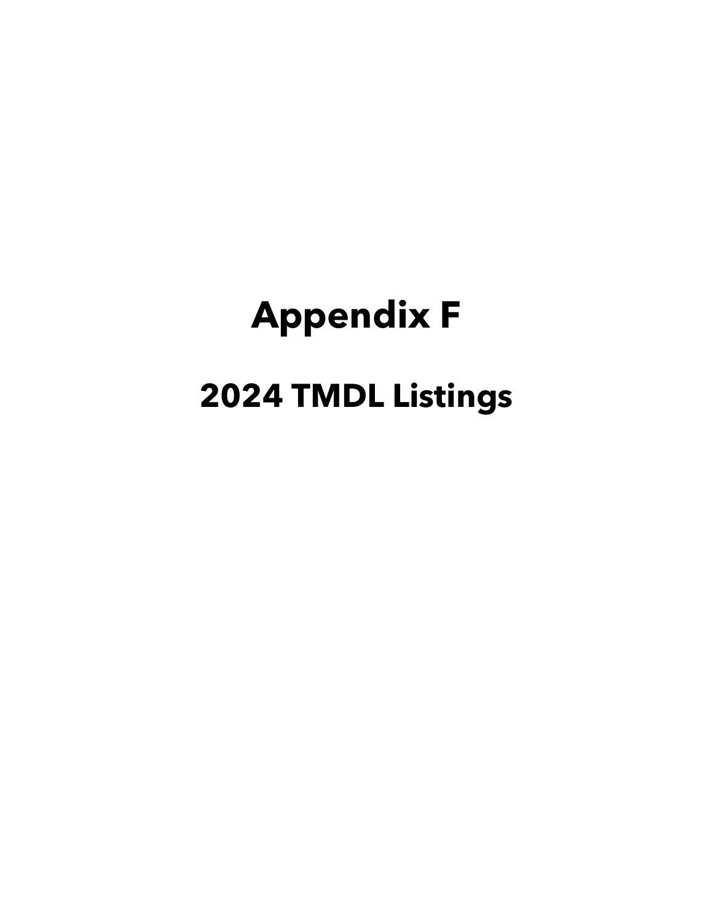# Appendix F

## 2024 TMDL Listings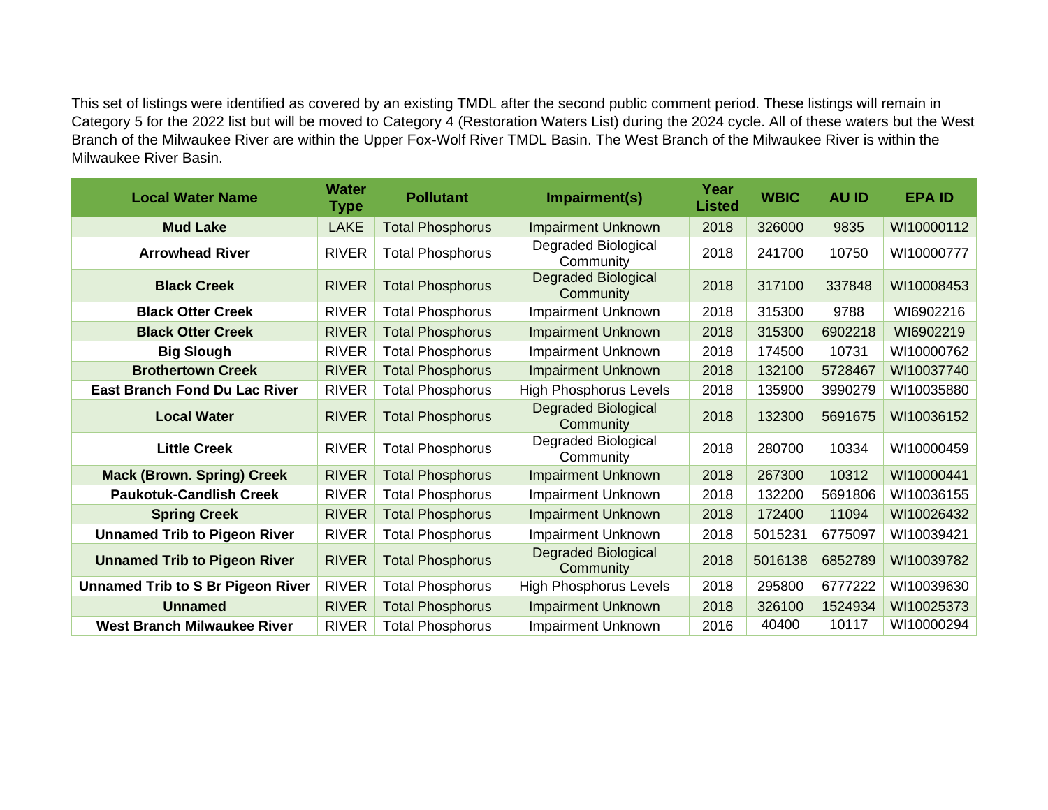This set of listings were identified as covered by an existing TMDL after the second public comment period. These listings will remain in Category 5 for the 2022 list but will be moved to Category 4 (Restoration Waters List) during the 2024 cycle. All of these waters but the West Branch of the Milwaukee River are within the Upper Fox-Wolf River TMDL Basin. The West Branch of the Milwaukee River is within the Milwaukee River Basin.

| Local Water Name | Water Type | Pollutant | Impairment(s) | Year Listed | WBIC | AU ID | EPA ID |
|---|---|---|---|---|---|---|---|
| **Mud Lake** | LAKE | Total Phosphorus | Impairment Unknown | 2018 | 326000 | 9835 | WI10000112 |
| **Arrowhead River** | RIVER | Total Phosphorus | Degraded Biological Community | 2018 | 241700 | 10750 | WI10000777 |
| **Black Creek** | RIVER | Total Phosphorus | Degraded Biological Community | 2018 | 317100 | 337848 | WI10008453 |
| **Black Otter Creek** | RIVER | Total Phosphorus | Impairment Unknown | 2018 | 315300 | 9788 | WI6902216 |
| **Black Otter Creek** | RIVER | Total Phosphorus | Impairment Unknown | 2018 | 315300 | 6902218 | WI6902219 |
| **Big Slough** | RIVER | Total Phosphorus | Impairment Unknown | 2018 | 174500 | 10731 | WI10000762 |
| **Brothertown Creek** | RIVER | Total Phosphorus | Impairment Unknown | 2018 | 132100 | 5728467 | WI10037740 |
| **East Branch Fond Du Lac River** | RIVER | Total Phosphorus | High Phosphorus Levels | 2018 | 135900 | 3990279 | WI10035880 |
| **Local Water** | RIVER | Total Phosphorus | Degraded Biological Community | 2018 | 132300 | 5691675 | WI10036152 |
| **Little Creek** | RIVER | Total Phosphorus | Degraded Biological Community | 2018 | 280700 | 10334 | WI10000459 |
| **Mack (Brown. Spring) Creek** | RIVER | Total Phosphorus | Impairment Unknown | 2018 | 267300 | 10312 | WI10000441 |
| **Paukotuk-Candlish Creek** | RIVER | Total Phosphorus | Impairment Unknown | 2018 | 132200 | 5691806 | WI10036155 |
| **Spring Creek** | RIVER | Total Phosphorus | Impairment Unknown | 2018 | 172400 | 11094 | WI10026432 |
| **Unnamed Trib to Pigeon River** | RIVER | Total Phosphorus | Impairment Unknown | 2018 | 5015231 | 6775097 | WI10039421 |
| **Unnamed Trib to Pigeon River** | RIVER | Total Phosphorus | Degraded Biological Community | 2018 | 5016138 | 6852789 | WI10039782 |
| **Unnamed Trib to S Br Pigeon River** | RIVER | Total Phosphorus | High Phosphorus Levels | 2018 | 295800 | 6777222 | WI10039630 |
| **Unnamed** | RIVER | Total Phosphorus | Impairment Unknown | 2018 | 326100 | 1524934 | WI10025373 |
| **West Branch Milwaukee River** | RIVER | Total Phosphorus | Impairment Unknown | 2016 | 40400 | 10117 | WI10000294 |